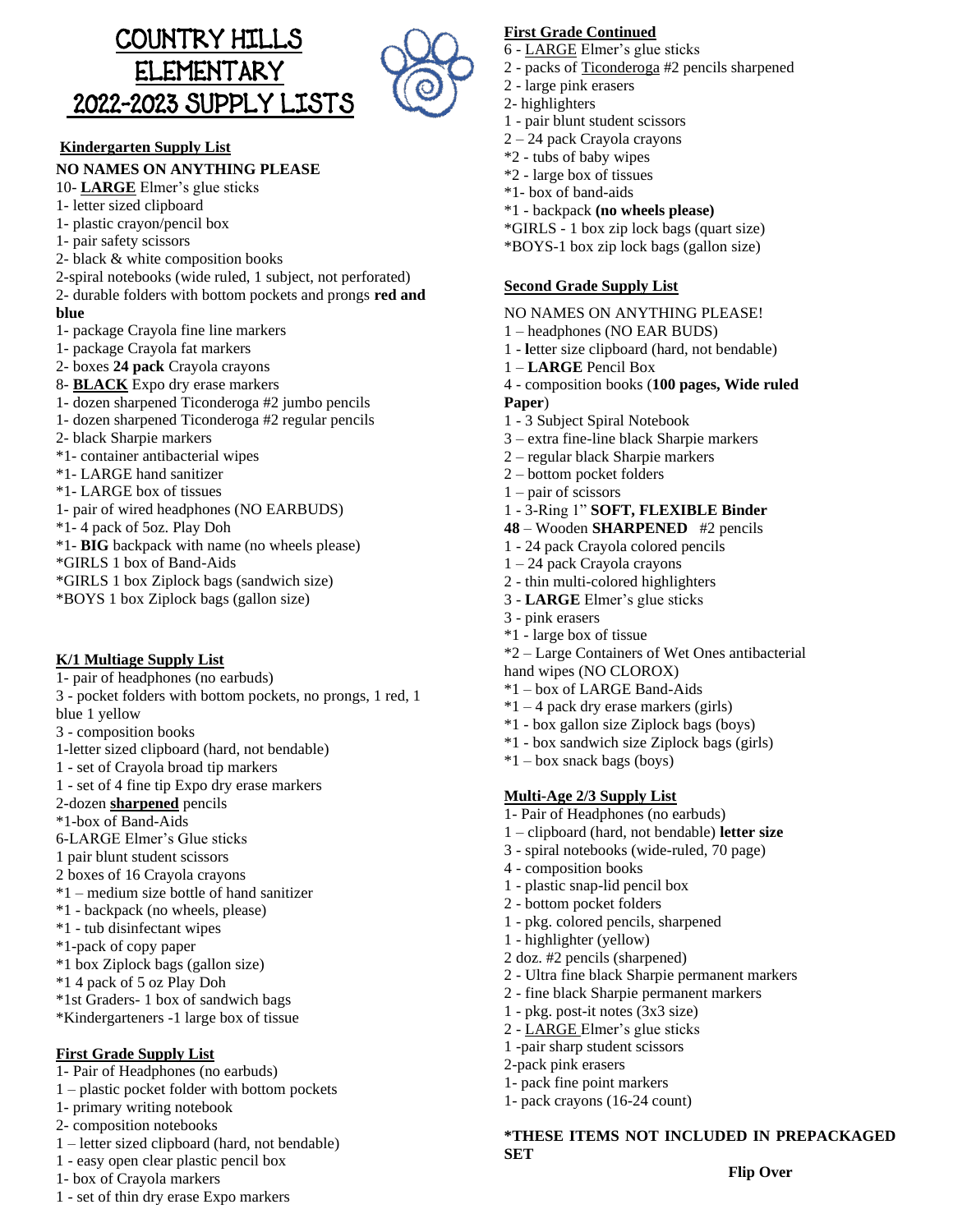# COUNTRY HILLS ELEMENTARY 2022-2023 SUPPLY LISTS

## Kindergarten Supply List

**NO NAMES ON ANYTHING PLEASE**

10- **LARGE** Elmer's glue sticks
1- letter sized clipboard
1- plastic crayon/pencil box
1- pair safety scissors
2- black & white composition books
2-spiral notebooks (wide ruled, 1 subject, not perforated)
2- durable folders with bottom pockets and prongs **red and blue**
1- package Crayola fine line markers
1- package Crayola fat markers
2- boxes **24 pack** Crayola crayons
8- **BLACK** Expo dry erase markers
1- dozen sharpened Ticonderoga #2 jumbo pencils
1- dozen sharpened Ticonderoga #2 regular pencils
2- black Sharpie markers
*1- container antibacterial wipes
*1- LARGE hand sanitizer
*1- LARGE box of tissues
1- pair of wired headphones (NO EARBUDS)
*1- 4 pack of 5oz. Play Doh
*1- **BIG** backpack with name (no wheels please)
*GIRLS 1 box of Band-Aids
*GIRLS 1 box Ziplock bags (sandwich size)
*BOYS 1 box Ziplock bags (gallon size)

## K/1 Multiage Supply List

1- pair of headphones (no earbuds)
3 - pocket folders with bottom pockets, no prongs, 1 red, 1 blue 1 yellow
3 - composition books
1-letter sized clipboard (hard, not bendable)
1 - set of Crayola broad tip markers
1 - set of 4 fine tip Expo dry erase markers
2-dozen **sharpened** pencils
*1-box of Band-Aids
6-LARGE Elmer's Glue sticks
1 pair blunt student scissors
2 boxes of 16 Crayola crayons
*1 – medium size bottle of hand sanitizer
*1 - backpack (no wheels, please)
*1 - tub disinfectant wipes
*1-pack of copy paper
*1 box Ziplock bags (gallon size)
*1 4 pack of 5 oz Play Doh
*1st Graders- 1 box of sandwich bags
*Kindergarteners -1 large box of tissue

## First Grade Supply List

1- Pair of Headphones (no earbuds)
1 – plastic pocket folder with bottom pockets
1- primary writing notebook
2- composition notebooks
1 – letter sized clipboard (hard, not bendable)
1 - easy open clear plastic pencil box
1- box of Crayola markers
1 - set of thin dry erase Expo markers

## First Grade Continued

6 - LARGE Elmer's glue sticks
2 - packs of Ticonderoga #2 pencils sharpened
2 - large pink erasers
2- highlighters
1 - pair blunt student scissors
2 – 24 pack Crayola crayons
*2 - tubs of baby wipes
*2 - large box of tissues
*1- box of band-aids
*1 - backpack **(no wheels please)**
*GIRLS - 1 box zip lock bags (quart size)
*BOYS-1 box zip lock bags (gallon size)

## Second Grade Supply List

NO NAMES ON ANYTHING PLEASE!
1 – headphones (NO EAR BUDS)
1 - letter size clipboard (hard, not bendable)
1 – **LARGE** Pencil Box
4 - composition books (**100 pages, Wide ruled Paper**)
1 - 3 Subject Spiral Notebook
3 – extra fine-line black Sharpie markers
2 – regular black Sharpie markers
2 – bottom pocket folders
1 – pair of scissors
1 - 3-Ring 1" **SOFT, FLEXIBLE Binder**
**48** – Wooden **SHARPENED** #2 pencils
1 - 24 pack Crayola colored pencils
1 – 24 pack Crayola crayons
2 - thin multi-colored highlighters
3 - **LARGE** Elmer's glue sticks
3 - pink erasers
*1 - large box of tissue
*2 – Large Containers of Wet Ones antibacterial hand wipes (NO CLOROX)
*1 – box of LARGE Band-Aids
*1 – 4 pack dry erase markers (girls)
*1 - box gallon size Ziplock bags (boys)
*1 - box sandwich size Ziplock bags (girls)
*1 – box snack bags (boys)

## Multi-Age 2/3 Supply List

1- Pair of Headphones (no earbuds)
1 – clipboard (hard, not bendable) **letter size**
3 - spiral notebooks (wide-ruled, 70 page)
4 - composition books
1 - plastic snap-lid pencil box
2 - bottom pocket folders
1 - pkg. colored pencils, sharpened
1 - highlighter (yellow)
2 doz. #2 pencils (sharpened)
2 - Ultra fine black Sharpie permanent markers
2 - fine black Sharpie permanent markers
1 - pkg. post-it notes (3x3 size)
2 - LARGE Elmer's glue sticks
1 -pair sharp student scissors
2-pack pink erasers
1- pack fine point markers
1- pack crayons (16-24 count)

**\*THESE ITEMS NOT INCLUDED IN PREPACKAGED SET**

**Flip Over**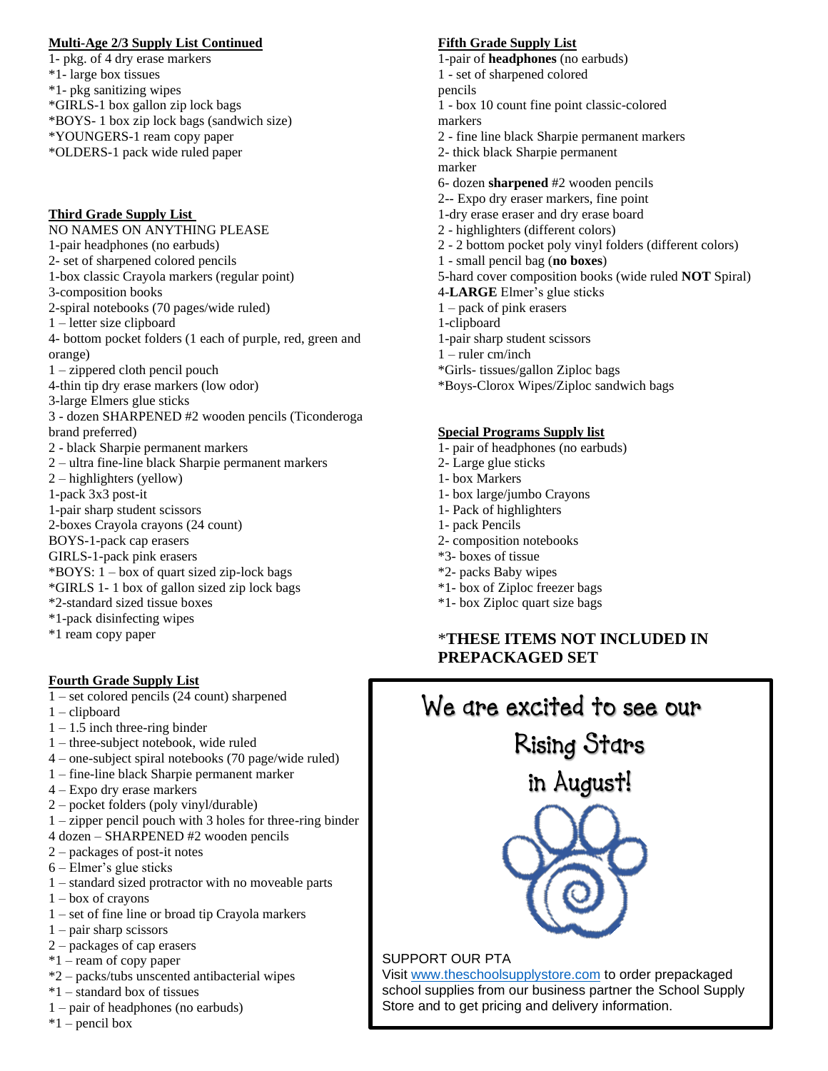**Multi-Age 2/3 Supply List Continued**

1- pkg. of 4 dry erase markers
*1- large box tissues
*1- pkg sanitizing wipes
*GIRLS-1 box gallon zip lock bags
*BOYS- 1 box zip lock bags (sandwich size)
*YOUNGERS-1 ream copy paper
*OLDERS-1 pack wide ruled paper

**Third Grade Supply List**

NO NAMES ON ANYTHING PLEASE
1-pair headphones (no earbuds)
2- set of sharpened colored pencils
1-box classic Crayola markers (regular point)
3-composition books
2-spiral notebooks (70 pages/wide ruled)
1 – letter size clipboard
4- bottom pocket folders (1 each of purple, red, green and orange)
1 – zippered cloth pencil pouch
4-thin tip dry erase markers (low odor)
3-large Elmers glue sticks
3 - dozen SHARPENED #2 wooden pencils (Ticonderoga brand preferred)
2 - black Sharpie permanent markers
2 – ultra fine-line black Sharpie permanent markers
2 – highlighters (yellow)
1-pack 3x3 post-it
1-pair sharp student scissors
2-boxes Crayola crayons (24 count)
BOYS-1-pack cap erasers
GIRLS-1-pack pink erasers
*BOYS: 1 – box of quart sized zip-lock bags
*GIRLS 1- 1 box of gallon sized zip lock bags
*2-standard sized tissue boxes
*1-pack disinfecting wipes
*1 ream copy paper

**Fourth Grade Supply List**

1 – set colored pencils (24 count) sharpened
1 – clipboard
1 – 1.5 inch three-ring binder
1 – three-subject notebook, wide ruled
4 – one-subject spiral notebooks (70 page/wide ruled)
1 – fine-line black Sharpie permanent marker
4 – Expo dry erase markers
2 – pocket folders (poly vinyl/durable)
1 – zipper pencil pouch with 3 holes for three-ring binder
4 dozen – SHARPENED #2 wooden pencils
2 – packages of post-it notes
6 – Elmer's glue sticks
1 – standard sized protractor with no moveable parts
1 – box of crayons
1 – set of fine line or broad tip Crayola markers
1 – pair sharp scissors
2 – packages of cap erasers
*1 – ream of copy paper
*2 – packs/tubs unscented antibacterial wipes
*1 – standard box of tissues
1 – pair of headphones (no earbuds)
*1 – pencil box

**Fifth Grade Supply List**

1-pair of **headphones** (no earbuds)
1 - set of sharpened colored pencils
1 - box 10 count fine point classic-colored markers
2 - fine line black Sharpie permanent markers
2- thick black Sharpie permanent marker
6- dozen **sharpened** #2 wooden pencils
2-- Expo dry eraser markers, fine point
1-dry erase eraser and dry erase board
2 - highlighters (different colors)
2 - 2 bottom pocket poly vinyl folders (different colors)
1 - small pencil bag (**no boxes**)
5-hard cover composition books (wide ruled **NOT** Spiral)
4-**LARGE** Elmer's glue sticks
1 – pack of pink erasers
1-clipboard
1-pair sharp student scissors
1 – ruler cm/inch
*Girls- tissues/gallon Ziploc bags
*Boys-Clorox Wipes/Ziploc sandwich bags

**Special Programs Supply list**

1- pair of headphones (no earbuds)
2- Large glue sticks
1- box Markers
1- box large/jumbo Crayons
1- Pack of highlighters
1- pack Pencils
2- composition notebooks
*3- boxes of tissue
*2- packs Baby wipes
*1- box of Ziploc freezer bags
*1- box Ziploc quart size bags

***THESE ITEMS NOT INCLUDED IN PREPACKAGED SET**

We are excited to see our Rising Stars in August!

SUPPORT OUR PTA
Visit www.theschoolsupplystore.com to order prepackaged school supplies from our business partner the School Supply Store and to get pricing and delivery information.